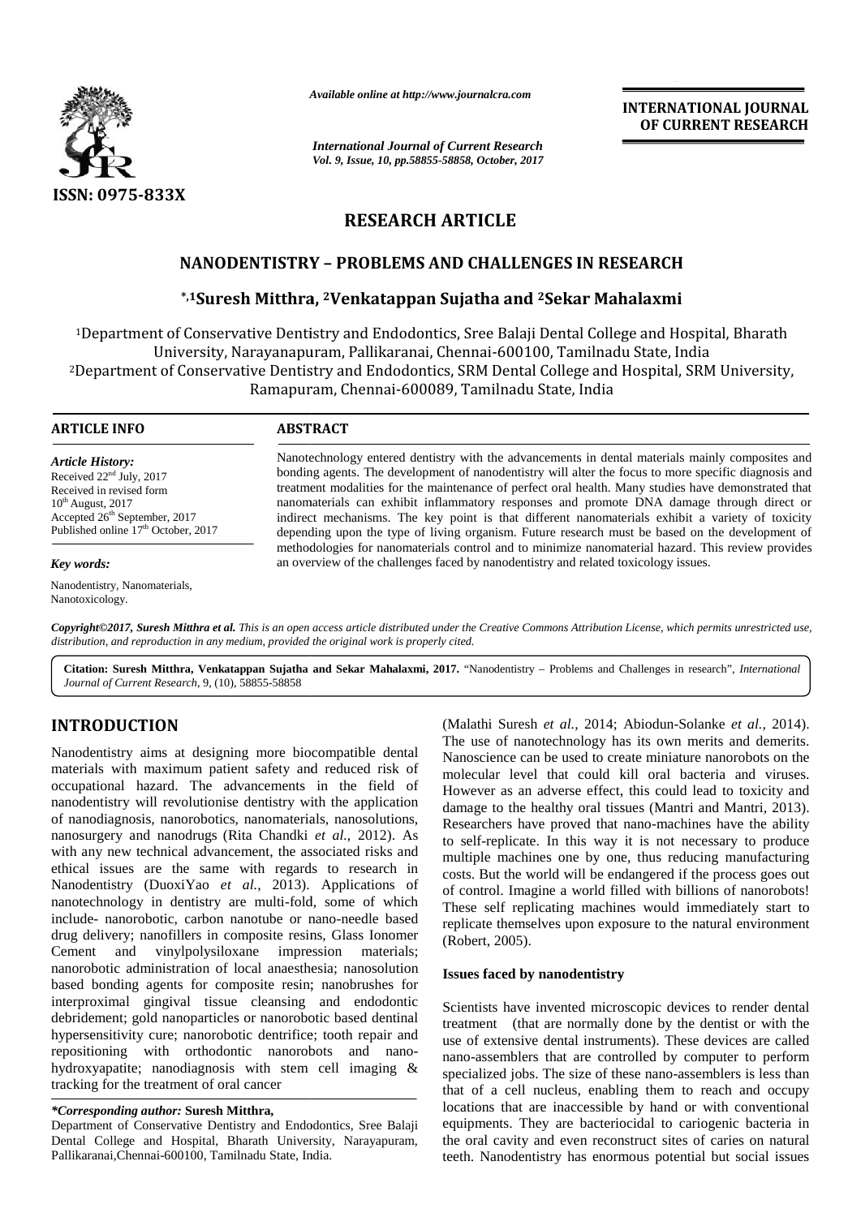ISSN: 0975-833X

Available online at http://www.journalcra.com

International Journal of Current Research
Vol. 9, Issue, 10, pp.58855-58858, October, 2017

INTERNATIONAL JOURNAL OF CURRENT RESEARCH

# RESEARCH ARTICLE

# NANODENTISTRY – PROBLEMS AND CHALLENGES IN RESEARCH

**\*,[1]Suresh Mitthra, [2]Venkatappan Sujatha and [2]Sekar Mahalaxmi**

[1]Department of Conservative Dentistry and Endodontics, Sree Balaji Dental College and Hospital, Bharath University, Narayanapuram, Pallikaranai, Chennai-600100, Tamilnadu State, India
[2]Department of Conservative Dentistry and Endodontics, SRM Dental College and Hospital, SRM University, Ramapuram, Chennai-600089, Tamilnadu State, India

**ARTICLE INFO**

*Article History:*
Received 22nd July, 2017
Received in revised form 10th August, 2017
Accepted 26th September, 2017
Published online 17th October, 2017

*Key words:*
Nanodentistry, Nanomaterials, Nanotoxicology.

**ABSTRACT**

Nanotechnology entered dentistry with the advancements in dental materials mainly composites and bonding agents. The development of nanodentistry will alter the focus to more specific diagnosis and treatment modalities for the maintenance of perfect oral health. Many studies have demonstrated that nanomaterials can exhibit inflammatory responses and promote DNA damage through direct or indirect mechanisms. The key point is that different nanomaterials exhibit a variety of toxicity depending upon the type of living organism. Future research must be based on the development of methodologies for nanomaterials control and to minimize nanomaterial hazard. This review provides an overview of the challenges faced by nanodentistry and related toxicology issues.

*Copyright©2017, Suresh Mitthra et al. This is an open access article distributed under the Creative Commons Attribution License, which permits unrestricted use, distribution, and reproduction in any medium, provided the original work is properly cited.*

**Citation: Suresh Mitthra, Venkatappan Sujatha and Sekar Mahalaxmi, 2017.** "Nanodentistry – Problems and Challenges in research", *International Journal of Current Research*, 9, (10), 58855-58858

## INTRODUCTION

Nanodentistry aims at designing more biocompatible dental materials with maximum patient safety and reduced risk of occupational hazard. The advancements in the field of nanodentistry will revolutionise dentistry with the application of nanodiagnosis, nanorobotics, nanomaterials, nanosolutions, nanosurgery and nanodrugs (Rita Chandki *et al.,* 2012). As with any new technical advancement, the associated risks and ethical issues are the same with regards to research in Nanodentistry (DuoxiYao *et al.,* 2013). Applications of nanotechnology in dentistry are multi-fold, some of which include- nanorobotic, carbon nanotube or nano-needle based drug delivery; nanofillers in composite resins, Glass Ionomer Cement and vinylpolysiloxane impression materials; nanorobotic administration of local anaesthesia; nanosolution based bonding agents for composite resin; nanobrushes for interproximal gingival tissue cleansing and endodontic debridement; gold nanoparticles or nanorobotic based dentinal hypersensitivity cure; nanorobotic dentrifice; tooth repair and repositioning with orthodontic nanorobots and nano-hydroxyapatite; nanodiagnosis with stem cell imaging & tracking for the treatment of oral cancer (Malathi Suresh *et al.,* 2014; Abiodun-Solanke *et al.,* 2014). The use of nanotechnology has its own merits and demerits. Nanoscience can be used to create miniature nanorobots on the molecular level that could kill oral bacteria and viruses. However as an adverse effect, this could lead to toxicity and damage to the healthy oral tissues (Mantri and Mantri, 2013). Researchers have proved that nano-machines have the ability to self-replicate. In this way it is not necessary to produce multiple machines one by one, thus reducing manufacturing costs. But the world will be endangered if the process goes out of control. Imagine a world filled with billions of nanorobots! These self replicating machines would immediately start to replicate themselves upon exposure to the natural environment (Robert, 2005).

### Issues faced by nanodentistry

Scientists have invented microscopic devices to render dental treatment (that are normally done by the dentist or with the use of extensive dental instruments). These devices are called nano-assemblers that are controlled by computer to perform specialized jobs. The size of these nano-assemblers is less than that of a cell nucleus, enabling them to reach and occupy locations that are inaccessible by hand or with conventional equipments. They are bacteriocidal to cariogenic bacteria in the oral cavity and even reconstruct sites of caries on natural teeth. Nanodentistry has enormous potential but social issues

*\*Corresponding author:* **Suresh Mitthra,**
Department of Conservative Dentistry and Endodontics, Sree Balaji Dental College and Hospital, Bharath University, Narayapuram, Pallikaranai,Chennai-600100, Tamilnadu State, India.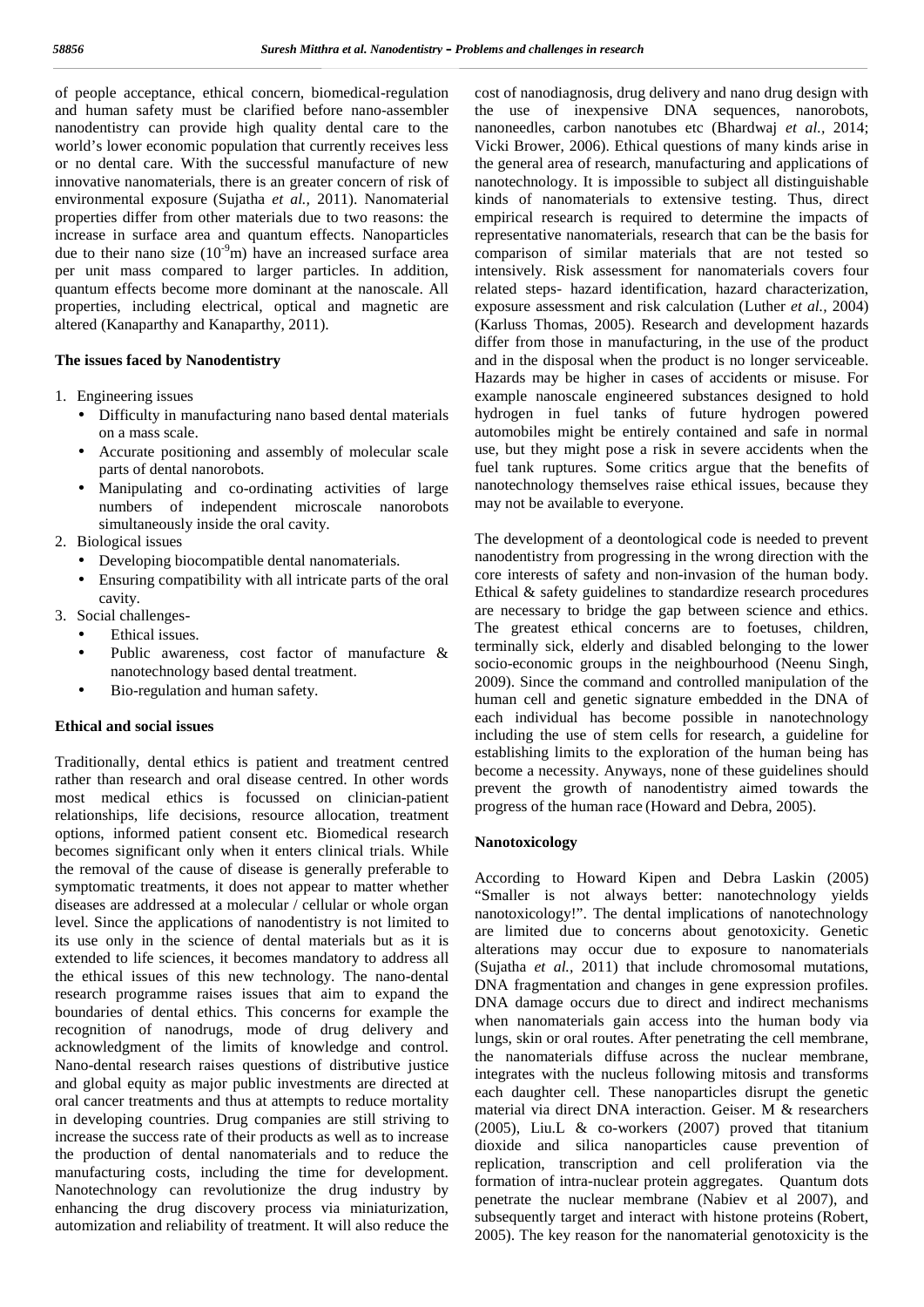of people acceptance, ethical concern, biomedical-regulation and human safety must be clarified before nano-assembler nanodentistry can provide high quality dental care to the world's lower economic population that currently receives less or no dental care. With the successful manufacture of new innovative nanomaterials, there is an greater concern of risk of environmental exposure (Sujatha *et al.,* 2011). Nanomaterial properties differ from other materials due to two reasons: the increase in surface area and quantum effects. Nanoparticles due to their nano size ($10^{-9}$m) have an increased surface area per unit mass compared to larger particles. In addition, quantum effects become more dominant at the nanoscale. All properties, including electrical, optical and magnetic are altered (Kanaparthy and Kanaparthy, 2011).

### The issues faced by Nanodentistry

1. Engineering issues
   - Difficulty in manufacturing nano based dental materials on a mass scale.
   - Accurate positioning and assembly of molecular scale parts of dental nanorobots.
   - Manipulating and co-ordinating activities of large numbers of independent microscale nanorobots simultaneously inside the oral cavity.
2. Biological issues
   - Developing biocompatible dental nanomaterials.
   - Ensuring compatibility with all intricate parts of the oral cavity.
3. Social challenges-
   - Ethical issues.
   - Public awareness, cost factor of manufacture & nanotechnology based dental treatment.
   - Bio-regulation and human safety.

### Ethical and social issues

Traditionally, dental ethics is patient and treatment centred rather than research and oral disease centred. In other words most medical ethics is focussed on clinician-patient relationships, life decisions, resource allocation, treatment options, informed patient consent etc. Biomedical research becomes significant only when it enters clinical trials. While the removal of the cause of disease is generally preferable to symptomatic treatments, it does not appear to matter whether diseases are addressed at a molecular / cellular or whole organ level. Since the applications of nanodentistry is not limited to its use only in the science of dental materials but as it is extended to life sciences, it becomes mandatory to address all the ethical issues of this new technology. The nano-dental research programme raises issues that aim to expand the boundaries of dental ethics. This concerns for example the recognition of nanodrugs, mode of drug delivery and acknowledgment of the limits of knowledge and control. Nano-dental research raises questions of distributive justice and global equity as major public investments are directed at oral cancer treatments and thus at attempts to reduce mortality in developing countries. Drug companies are still striving to increase the success rate of their products as well as to increase the production of dental nanomaterials and to reduce the manufacturing costs, including the time for development. Nanotechnology can revolutionize the drug industry by enhancing the drug discovery process via miniaturization, automization and reliability of treatment. It will also reduce the cost of nanodiagnosis, drug delivery and nano drug design with the use of inexpensive DNA sequences, nanorobots, nanoneedles, carbon nanotubes etc (Bhardwaj *et al.,* 2014; Vicki Brower, 2006). Ethical questions of many kinds arise in the general area of research, manufacturing and applications of nanotechnology. It is impossible to subject all distinguishable kinds of nanomaterials to extensive testing. Thus, direct empirical research is required to determine the impacts of representative nanomaterials, research that can be the basis for comparison of similar materials that are not tested so intensively. Risk assessment for nanomaterials covers four related steps- hazard identification, hazard characterization, exposure assessment and risk calculation (Luther *et al.,* 2004) (Karluss Thomas, 2005). Research and development hazards differ from those in manufacturing, in the use of the product and in the disposal when the product is no longer serviceable. Hazards may be higher in cases of accidents or misuse. For example nanoscale engineered substances designed to hold hydrogen in fuel tanks of future hydrogen powered automobiles might be entirely contained and safe in normal use, but they might pose a risk in severe accidents when the fuel tank ruptures. Some critics argue that the benefits of nanotechnology themselves raise ethical issues, because they may not be available to everyone.

The development of a deontological code is needed to prevent nanodentistry from progressing in the wrong direction with the core interests of safety and non-invasion of the human body. Ethical & safety guidelines to standardize research procedures are necessary to bridge the gap between science and ethics. The greatest ethical concerns are to foetuses, children, terminally sick, elderly and disabled belonging to the lower socio-economic groups in the neighbourhood (Neenu Singh, 2009). Since the command and controlled manipulation of the human cell and genetic signature embedded in the DNA of each individual has become possible in nanotechnology including the use of stem cells for research, a guideline for establishing limits to the exploration of the human being has become a necessity. Anyways, none of these guidelines should prevent the growth of nanodentistry aimed towards the progress of the human race (Howard and Debra, 2005).

### Nanotoxicology

According to Howard Kipen and Debra Laskin (2005) "Smaller is not always better: nanotechnology yields nanotoxicology!". The dental implications of nanotechnology are limited due to concerns about genotoxicity. Genetic alterations may occur due to exposure to nanomaterials (Sujatha *et al.,* 2011) that include chromosomal mutations, DNA fragmentation and changes in gene expression profiles. DNA damage occurs due to direct and indirect mechanisms when nanomaterials gain access into the human body via lungs, skin or oral routes. After penetrating the cell membrane, the nanomaterials diffuse across the nuclear membrane, integrates with the nucleus following mitosis and transforms each daughter cell. These nanoparticles disrupt the genetic material via direct DNA interaction. Geiser. M & researchers (2005), Liu.L & co-workers (2007) proved that titanium dioxide and silica nanoparticles cause prevention of replication, transcription and cell proliferation via the formation of intra-nuclear protein aggregates. Quantum dots penetrate the nuclear membrane (Nabiev et al 2007), and subsequently target and interact with histone proteins (Robert, 2005). The key reason for the nanomaterial genotoxicity is the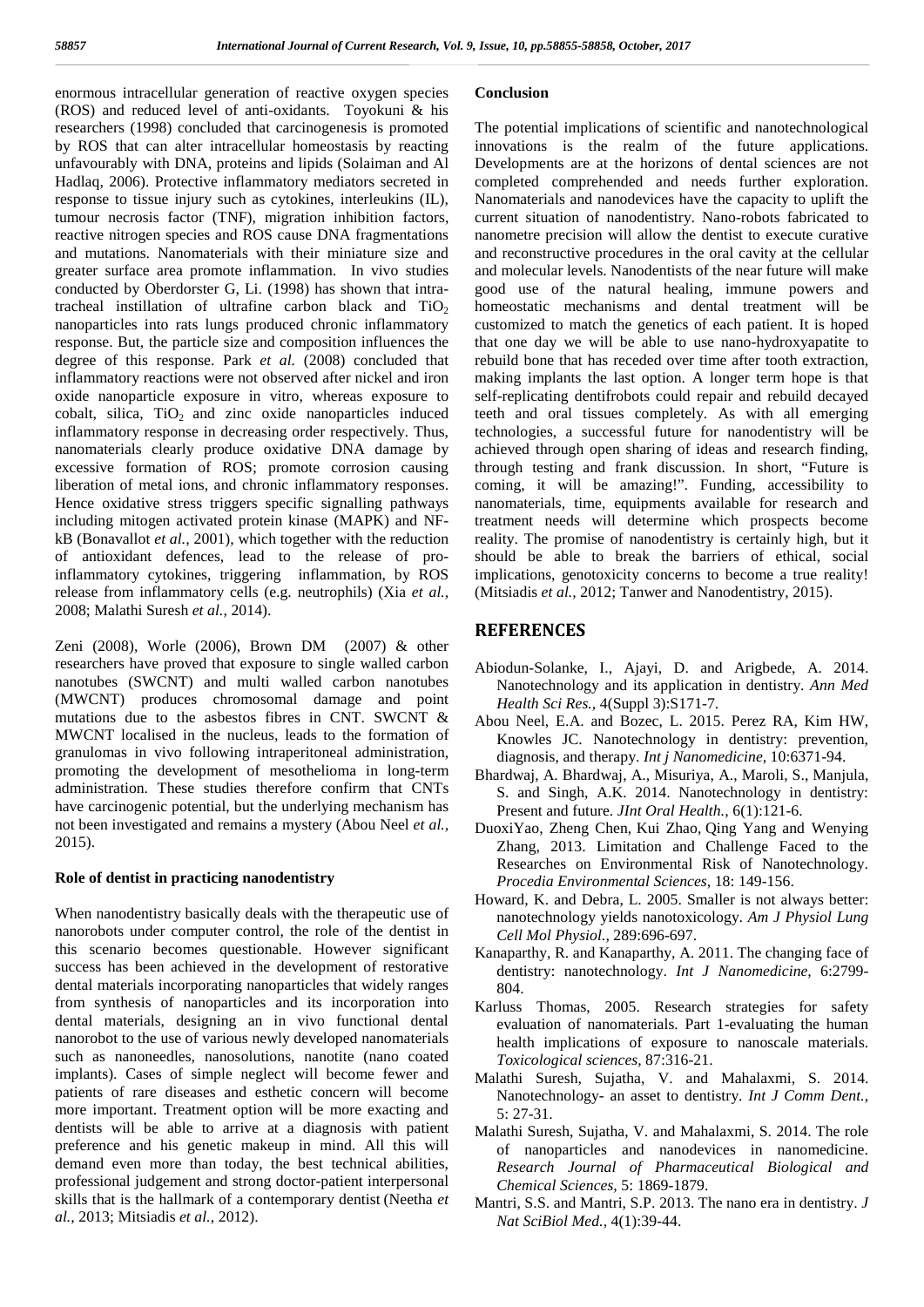enormous intracellular generation of reactive oxygen species (ROS) and reduced level of anti-oxidants. Toyokuni & his researchers (1998) concluded that carcinogenesis is promoted by ROS that can alter intracellular homeostasis by reacting unfavourably with DNA, proteins and lipids (Solaiman and Al Hadlaq, 2006). Protective inflammatory mediators secreted in response to tissue injury such as cytokines, interleukins (IL), tumour necrosis factor (TNF), migration inhibition factors, reactive nitrogen species and ROS cause DNA fragmentations and mutations. Nanomaterials with their miniature size and greater surface area promote inflammation. In vivo studies conducted by Oberdorster G, Li. (1998) has shown that intra-tracheal instillation of ultrafine carbon black and $TiO_2$ nanoparticles into rats lungs produced chronic inflammatory response. But, the particle size and composition influences the degree of this response. Park *et al.* (2008) concluded that inflammatory reactions were not observed after nickel and iron oxide nanoparticle exposure in vitro, whereas exposure to cobalt, silica, $TiO_2$ and zinc oxide nanoparticles induced inflammatory response in decreasing order respectively. Thus, nanomaterials clearly produce oxidative DNA damage by excessive formation of ROS; promote corrosion causing liberation of metal ions, and chronic inflammatory responses. Hence oxidative stress triggers specific signalling pathways including mitogen activated protein kinase (MAPK) and NF-kB (Bonavallot *et al.,* 2001), which together with the reduction of antioxidant defences, lead to the release of pro-inflammatory cytokines, triggering inflammation, by ROS release from inflammatory cells (e.g. neutrophils) (Xia *et al.,* 2008; Malathi Suresh *et al.,* 2014).

Zeni (2008), Worle (2006), Brown DM (2007) & other researchers have proved that exposure to single walled carbon nanotubes (SWCNT) and multi walled carbon nanotubes (MWCNT) produces chromosomal damage and point mutations due to the asbestos fibres in CNT. SWCNT & MWCNT localised in the nucleus, leads to the formation of granulomas in vivo following intraperitoneal administration, promoting the development of mesothelioma in long-term administration. These studies therefore confirm that CNTs have carcinogenic potential, but the underlying mechanism has not been investigated and remains a mystery (Abou Neel *et al.,* 2015).

### Role of dentist in practicing nanodentistry

When nanodentistry basically deals with the therapeutic use of nanorobots under computer control, the role of the dentist in this scenario becomes questionable. However significant success has been achieved in the development of restorative dental materials incorporating nanoparticles that widely ranges from synthesis of nanoparticles and its incorporation into dental materials, designing an in vivo functional dental nanorobot to the use of various newly developed nanomaterials such as nanoneedles, nanosolutions, nanotite (nano coated implants). Cases of simple neglect will become fewer and patients of rare diseases and esthetic concern will become more important. Treatment option will be more exacting and dentists will be able to arrive at a diagnosis with patient preference and his genetic makeup in mind. All this will demand even more than today, the best technical abilities, professional judgement and strong doctor-patient interpersonal skills that is the hallmark of a contemporary dentist (Neetha *et al.,* 2013; Mitsiadis *et al.,* 2012).

### Conclusion

The potential implications of scientific and nanotechnological innovations is the realm of the future applications. Developments are at the horizons of dental sciences are not completed comprehended and needs further exploration. Nanomaterials and nanodevices have the capacity to uplift the current situation of nanodentistry. Nano-robots fabricated to nanometre precision will allow the dentist to execute curative and reconstructive procedures in the oral cavity at the cellular and molecular levels. Nanodentists of the near future will make good use of the natural healing, immune powers and homeostatic mechanisms and dental treatment will be customized to match the genetics of each patient. It is hoped that one day we will be able to use nano-hydroxyapatite to rebuild bone that has receded over time after tooth extraction, making implants the last option. A longer term hope is that self-replicating dentifrobots could repair and rebuild decayed teeth and oral tissues completely. As with all emerging technologies, a successful future for nanodentistry will be achieved through open sharing of ideas and research finding, through testing and frank discussion. In short, "Future is coming, it will be amazing!". Funding, accessibility to nanomaterials, time, equipments available for research and treatment needs will determine which prospects become reality. The promise of nanodentistry is certainly high, but it should be able to break the barriers of ethical, social implications, genotoxicity concerns to become a true reality! (Mitsiadis *et al.,* 2012; Tanwer and Nanodentistry, 2015).

## REFERENCES

Abiodun-Solanke, I., Ajayi, D. and Arigbede, A. 2014. Nanotechnology and its application in dentistry. *Ann Med Health Sci Res.,* 4(Suppl 3):S171-7.

Abou Neel, E.A. and Bozec, L. 2015. Perez RA, Kim HW, Knowles JC. Nanotechnology in dentistry: prevention, diagnosis, and therapy. *Int j Nanomedicine,* 10:6371-94.

Bhardwaj, A. Bhardwaj, A., Misuriya, A., Maroli, S., Manjula, S. and Singh, A.K. 2014. Nanotechnology in dentistry: Present and future. *JInt Oral Health.,* 6(1):121-6.

DuoxiYao, Zheng Chen, Kui Zhao, Qing Yang and Wenying Zhang, 2013. Limitation and Challenge Faced to the Researches on Environmental Risk of Nanotechnology. *Procedia Environmental Sciences,* 18: 149-156.

Howard, K. and Debra, L. 2005. Smaller is not always better: nanotechnology yields nanotoxicology. *Am J Physiol Lung Cell Mol Physiol.,* 289:696-697.

Kanaparthy, R. and Kanaparthy, A. 2011. The changing face of dentistry: nanotechnology. *Int J Nanomedicine,* 6:2799-804.

Karluss Thomas, 2005. Research strategies for safety evaluation of nanomaterials. Part 1-evaluating the human health implications of exposure to nanoscale materials. *Toxicological sciences,* 87:316-21.

Malathi Suresh, Sujatha, V. and Mahalaxmi, S. 2014. Nanotechnology- an asset to dentistry. *Int J Comm Dent.,* 5: 27-31.

Malathi Suresh, Sujatha, V. and Mahalaxmi, S. 2014. The role of nanoparticles and nanodevices in nanomedicine. *Research Journal of Pharmaceutical Biological and Chemical Sciences,* 5: 1869-1879.

Mantri, S.S. and Mantri, S.P. 2013. The nano era in dentistry. *J Nat SciBiol Med.,* 4(1):39-44.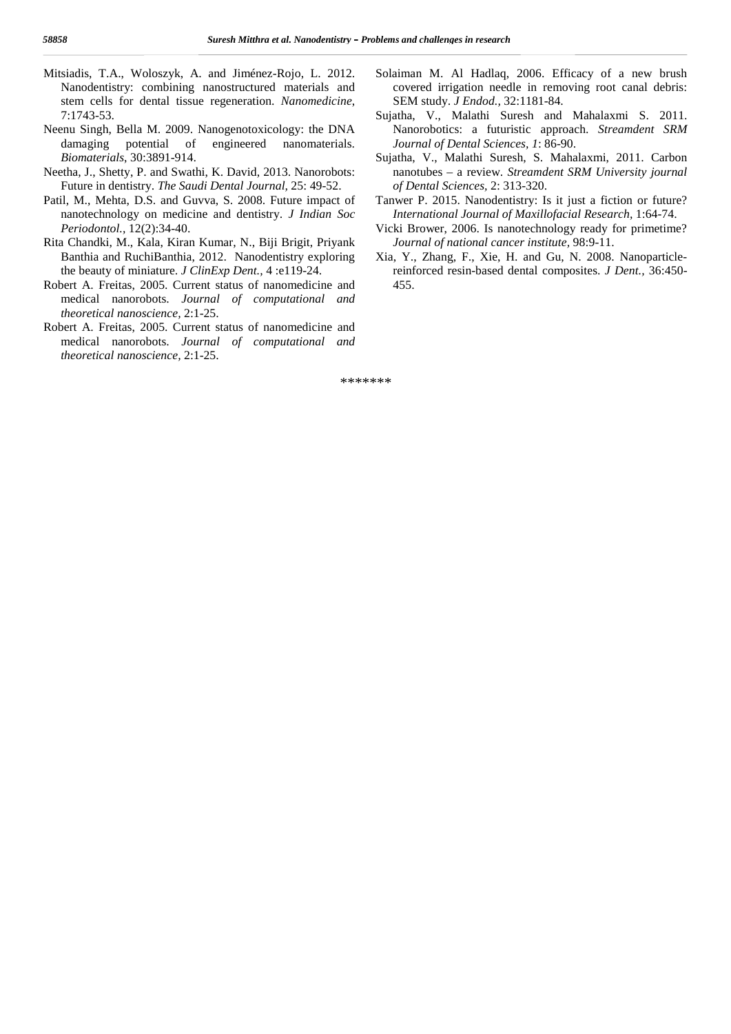Mitsiadis, T.A., Woloszyk, A. and Jiménez-Rojo, L. 2012. Nanodentistry: combining nanostructured materials and stem cells for dental tissue regeneration. *Nanomedicine*, 7:1743-53.

Neenu Singh, Bella M. 2009. Nanogenotoxicology: the DNA damaging potential of engineered nanomaterials. *Biomaterials*, 30:3891-914.

Neetha, J., Shetty, P. and Swathi, K. David, 2013. Nanorobots: Future in dentistry. *The Saudi Dental Journal,* 25: 49-52.

Patil, M., Mehta, D.S. and Guvva, S. 2008. Future impact of nanotechnology on medicine and dentistry. *J Indian Soc Periodontol.,* 12(2):34-40.

Rita Chandki, M., Kala, Kiran Kumar, N., Biji Brigit, Priyank Banthia and RuchiBanthia, 2012. Nanodentistry exploring the beauty of miniature. *J ClinExp Dent.,* 4 :e119-24.

Robert A. Freitas, 2005. Current status of nanomedicine and medical nanorobots. *Journal of computational and theoretical nanoscience,* 2:1-25.

Robert A. Freitas, 2005. Current status of nanomedicine and medical nanorobots. *Journal of computational and theoretical nanoscience,* 2:1-25.

Solaiman M. Al Hadlaq, 2006. Efficacy of a new brush covered irrigation needle in removing root canal debris: SEM study. *J Endod.,* 32:1181-84.

Sujatha, V., Malathi Suresh and Mahalaxmi S. 2011. Nanorobotics: a futuristic approach. *Streamdent SRM Journal of Dental Sciences, 1*: 86-90.

Sujatha, V., Malathi Suresh, S. Mahalaxmi, 2011. Carbon nanotubes – a review. *Streamdent SRM University journal of Dental Sciences,* 2: 313-320.

Tanwer P. 2015. Nanodentistry: Is it just a fiction or future? *International Journal of Maxillofacial Research,* 1:64-74.

Vicki Brower, 2006. Is nanotechnology ready for primetime? *Journal of national cancer institute,* 98:9-11.

Xia, Y., Zhang, F., Xie, H. and Gu, N. 2008. Nanoparticle-reinforced resin-based dental composites. *J Dent.,* 36:450-455.

\*\*\*\*\*\*\*